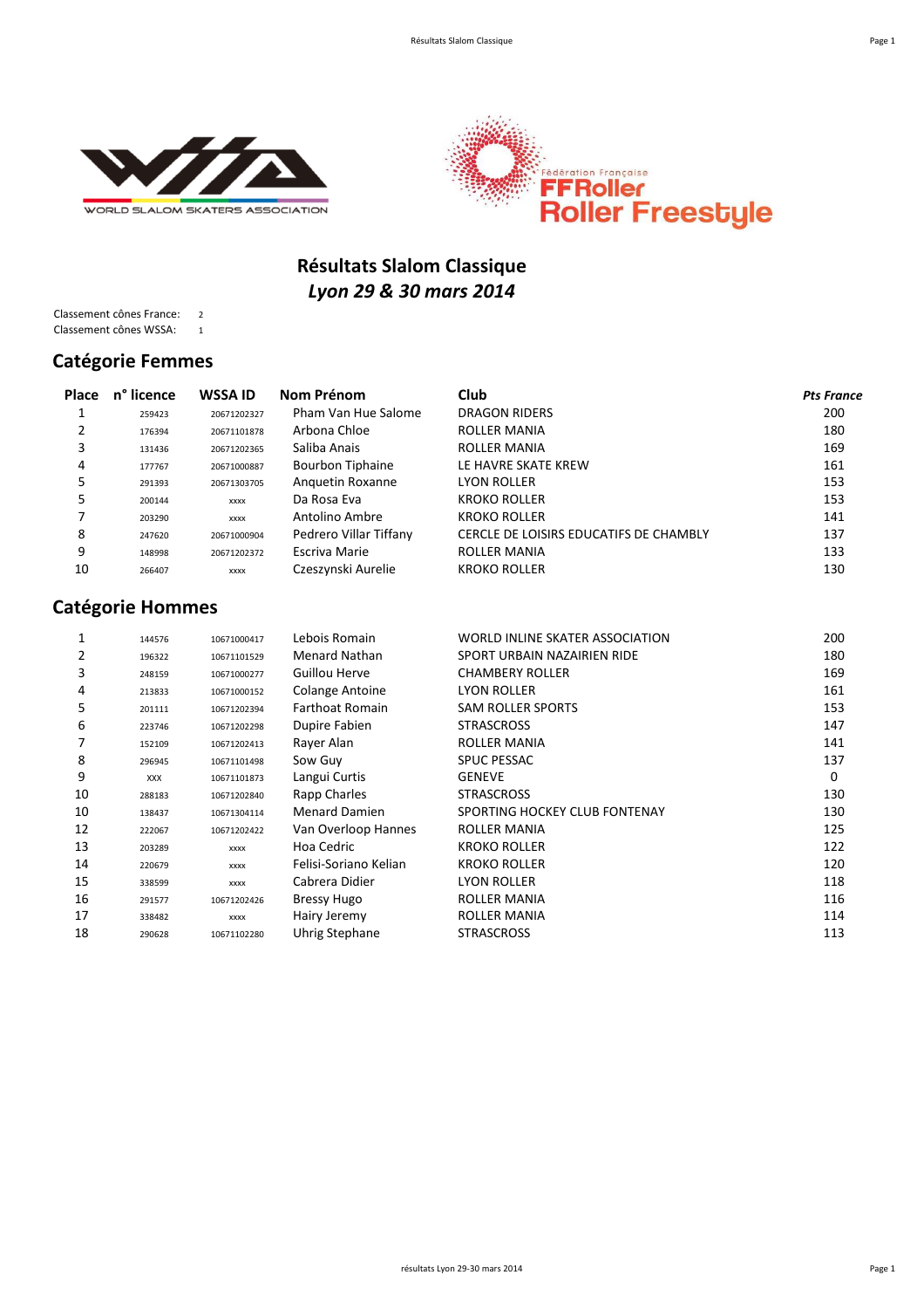# Résultats Slalom Classique

## *Lyon 29 & 30 mars 2014*

Classement cônes France: 2
Classement cônes WSSA: 1

## Catégorie Femmes

| Place | n° licence | WSSA ID | Nom Prénom | Club | *Pts France* |
|---|---|---|---|---|---|
| 1 | 259423 | 20671202327 | Pham Van Hue Salome | DRAGON RIDERS | 200 |
| 2 | 176394 | 20671101878 | Arbona Chloe | ROLLER MANIA | 180 |
| 3 | 131436 | 20671202365 | Saliba Anais | ROLLER MANIA | 169 |
| 4 | 177767 | 20671000887 | Bourbon Tiphaine | LE HAVRE SKATE KREW | 161 |
| 5 | 291393 | 20671303705 | Anquetin Roxanne | LYON ROLLER | 153 |
| 5 | 200144 | xxxx | Da Rosa Eva | KROKO ROLLER | 153 |
| 7 | 203290 | xxxx | Antolino Ambre | KROKO ROLLER | 141 |
| 8 | 247620 | 20671000904 | Pedrero Villar Tiffany | CERCLE DE LOISIRS EDUCATIFS DE CHAMBLY | 137 |
| 9 | 148998 | 20671202372 | Escriva Marie | ROLLER MANIA | 133 |
| 10 | 266407 | xxxx | Czeszynski Aurelie | KROKO ROLLER | 130 |

## Catégorie Hommes

| Place | n° licence | WSSA ID | Nom Prénom | Club | Pts France |
|---|---|---|---|---|---|
| 1 | 144576 | 10671000417 | Lebois Romain | WORLD INLINE SKATER ASSOCIATION | 200 |
| 2 | 196322 | 10671101529 | Menard Nathan | SPORT URBAIN NAZAIRIEN RIDE | 180 |
| 3 | 248159 | 10671000277 | Guillou Herve | CHAMBERY ROLLER | 169 |
| 4 | 213833 | 10671000152 | Colange Antoine | LYON ROLLER | 161 |
| 5 | 201111 | 10671202394 | Farthoat Romain | SAM ROLLER SPORTS | 153 |
| 6 | 223746 | 10671202298 | Dupire Fabien | STRASCROSS | 147 |
| 7 | 152109 | 10671202413 | Rayer Alan | ROLLER MANIA | 141 |
| 8 | 296945 | 10671101498 | Sow Guy | SPUC PESSAC | 137 |
| 9 | XXX | 10671101873 | Langui Curtis | GENEVE | 0 |
| 10 | 288183 | 10671202840 | Rapp Charles | STRASCROSS | 130 |
| 10 | 138437 | 10671304114 | Menard Damien | SPORTING HOCKEY CLUB FONTENAY | 130 |
| 12 | 222067 | 10671202422 | Van Overloop Hannes | ROLLER MANIA | 125 |
| 13 | 203289 | xxxx | Hoa Cedric | KROKO ROLLER | 122 |
| 14 | 220679 | xxxx | Felisi-Soriano Kelian | KROKO ROLLER | 120 |
| 15 | 338599 | xxxx | Cabrera Didier | LYON ROLLER | 118 |
| 16 | 291577 | 10671202426 | Bressy Hugo | ROLLER MANIA | 116 |
| 17 | 338482 | xxxx | Hairy Jeremy | ROLLER MANIA | 114 |
| 18 | 290628 | 10671102280 | Uhrig Stephane | STRASCROSS | 113 |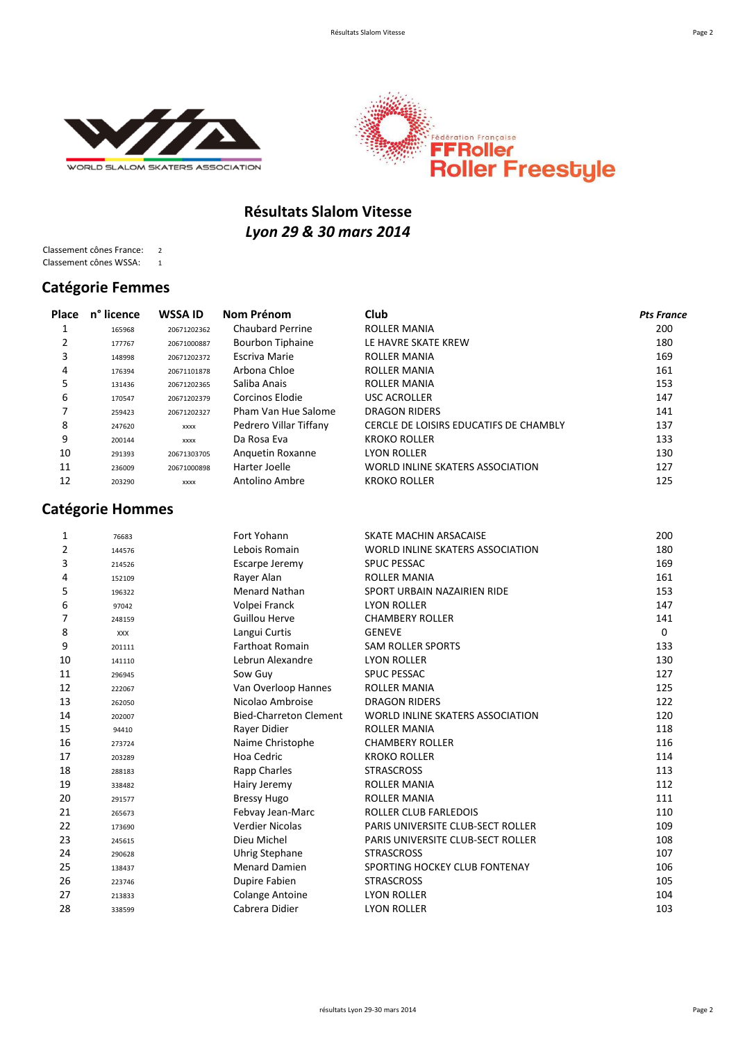# Résultats Slalom Vitesse

*Lyon 29 & 30 mars 2014*

Classement cônes France: 2
Classement cônes WSSA: 1

## Catégorie Femmes

| Place | n° licence | WSSA ID | Nom Prénom | Club | *Pts France* |
|---|---|---|---|---|---|
| 1 | 165968 | 20671202362 | Chaubard Perrine | ROLLER MANIA | 200 |
| 2 | 177767 | 20671000887 | Bourbon Tiphaine | LE HAVRE SKATE KREW | 180 |
| 3 | 148998 | 20671202372 | Escriva Marie | ROLLER MANIA | 169 |
| 4 | 176394 | 20671101878 | Arbona Chloe | ROLLER MANIA | 161 |
| 5 | 131436 | 20671202365 | Saliba Anais | ROLLER MANIA | 153 |
| 6 | 170547 | 20671202379 | Corcinos Elodie | USC ACROLLER | 147 |
| 7 | 259423 | 20671202327 | Pham Van Hue Salome | DRAGON RIDERS | 141 |
| 8 | 247620 | xxxx | Pedrero Villar Tiffany | CERCLE DE LOISIRS EDUCATIFS DE CHAMBLY | 137 |
| 9 | 200144 | xxxx | Da Rosa Eva | KROKO ROLLER | 133 |
| 10 | 291393 | 20671303705 | Anquetin Roxanne | LYON ROLLER | 130 |
| 11 | 236009 | 20671000898 | Harter Joelle | WORLD INLINE SKATERS ASSOCIATION | 127 |
| 12 | 203290 | xxxx | Antolino Ambre | KROKO ROLLER | 125 |

## Catégorie Hommes

| | | | | | |
|---|---|---|---|---|---|
| 1 | 76683 | | Fort Yohann | SKATE MACHIN ARSACAISE | 200 |
| 2 | 144576 | | Lebois Romain | WORLD INLINE SKATERS ASSOCIATION | 180 |
| 3 | 214526 | | Escarpe Jeremy | SPUC PESSAC | 169 |
| 4 | 152109 | | Rayer Alan | ROLLER MANIA | 161 |
| 5 | 196322 | | Menard Nathan | SPORT URBAIN NAZAIRIEN RIDE | 153 |
| 6 | 97042 | | Volpei Franck | LYON ROLLER | 147 |
| 7 | 248159 | | Guillou Herve | CHAMBERY ROLLER | 141 |
| 8 | XXX | | Langui Curtis | GENEVE | 0 |
| 9 | 201111 | | Farthoat Romain | SAM ROLLER SPORTS | 133 |
| 10 | 141110 | | Lebrun Alexandre | LYON ROLLER | 130 |
| 11 | 296945 | | Sow Guy | SPUC PESSAC | 127 |
| 12 | 222067 | | Van Overloop Hannes | ROLLER MANIA | 125 |
| 13 | 262050 | | Nicolao Ambroise | DRAGON RIDERS | 122 |
| 14 | 202007 | | Bied-Charreton Clement | WORLD INLINE SKATERS ASSOCIATION | 120 |
| 15 | 94410 | | Rayer Didier | ROLLER MANIA | 118 |
| 16 | 273724 | | Naime Christophe | CHAMBERY ROLLER | 116 |
| 17 | 203289 | | Hoa Cedric | KROKO ROLLER | 114 |
| 18 | 288183 | | Rapp Charles | STRASCROSS | 113 |
| 19 | 338482 | | Hairy Jeremy | ROLLER MANIA | 112 |
| 20 | 291577 | | Bressy Hugo | ROLLER MANIA | 111 |
| 21 | 265673 | | Febvay Jean-Marc | ROLLER CLUB FARLEDOIS | 110 |
| 22 | 173690 | | Verdier Nicolas | PARIS UNIVERSITE CLUB-SECT ROLLER | 109 |
| 23 | 245615 | | Dieu Michel | PARIS UNIVERSITE CLUB-SECT ROLLER | 108 |
| 24 | 290628 | | Uhrig Stephane | STRASCROSS | 107 |
| 25 | 138437 | | Menard Damien | SPORTING HOCKEY CLUB FONTENAY | 106 |
| 26 | 223746 | | Dupire Fabien | STRASCROSS | 105 |
| 27 | 213833 | | Colange Antoine | LYON ROLLER | 104 |
| 28 | 338599 | | Cabrera Didier | LYON ROLLER | 103 |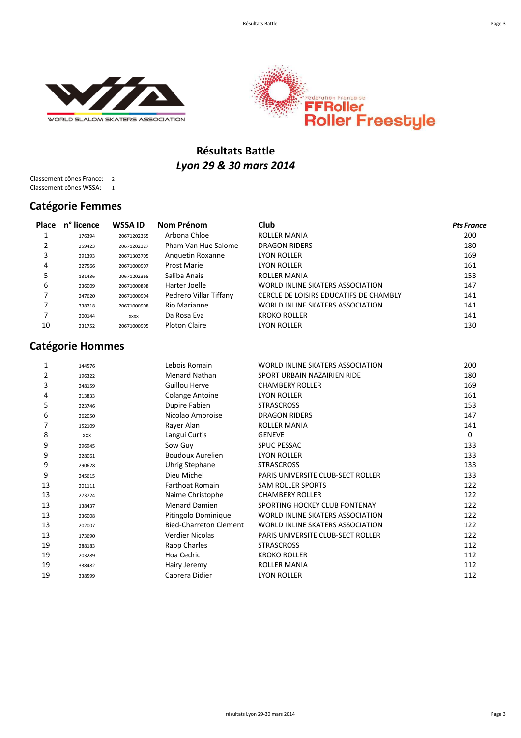# Résultats Battle

## *Lyon 29 & 30 mars 2014*

Classement cônes France: 2
Classement cônes WSSA: 1

## Catégorie Femmes

| Place | n° licence | WSSA ID | Nom Prénom | Club | *Pts France* |
|---|---|---|---|---|---|
| 1 | 176394 | 20671202365 | Arbona Chloe | ROLLER MANIA | 200 |
| 2 | 259423 | 20671202327 | Pham Van Hue Salome | DRAGON RIDERS | 180 |
| 3 | 291393 | 20671303705 | Anquetin Roxanne | LYON ROLLER | 169 |
| 4 | 227566 | 20671000907 | Prost Marie | LYON ROLLER | 161 |
| 5 | 131436 | 20671202365 | Saliba Anais | ROLLER MANIA | 153 |
| 6 | 236009 | 20671000898 | Harter Joelle | WORLD INLINE SKATERS ASSOCIATION | 147 |
| 7 | 247620 | 20671000904 | Pedrero Villar Tiffany | CERCLE DE LOISIRS EDUCATIFS DE CHAMBLY | 141 |
| 7 | 338218 | 20671000908 | Rio Marianne | WORLD INLINE SKATERS ASSOCIATION | 141 |
| 7 | 200144 | xxxx | Da Rosa Eva | KROKO ROLLER | 141 |
| 10 | 231752 | 20671000905 | Ploton Claire | LYON ROLLER | 130 |

## Catégorie Hommes

| | | | | | |
|---|---|---|---|---|---|
| 1 | 144576 | | Lebois Romain | WORLD INLINE SKATERS ASSOCIATION | 200 |
| 2 | 196322 | | Menard Nathan | SPORT URBAIN NAZAIRIEN RIDE | 180 |
| 3 | 248159 | | Guillou Herve | CHAMBERY ROLLER | 169 |
| 4 | 213833 | | Colange Antoine | LYON ROLLER | 161 |
| 5 | 223746 | | Dupire Fabien | STRASCROSS | 153 |
| 6 | 262050 | | Nicolao Ambroise | DRAGON RIDERS | 147 |
| 7 | 152109 | | Rayer Alan | ROLLER MANIA | 141 |
| 8 | xxx | | Langui Curtis | GENEVE | 0 |
| 9 | 296945 | | Sow Guy | SPUC PESSAC | 133 |
| 9 | 228061 | | Boudoux Aurelien | LYON ROLLER | 133 |
| 9 | 290628 | | Uhrig Stephane | STRASCROSS | 133 |
| 9 | 245615 | | Dieu Michel | PARIS UNIVERSITE CLUB-SECT ROLLER | 133 |
| 13 | 201111 | | Farthoat Romain | SAM ROLLER SPORTS | 122 |
| 13 | 273724 | | Naime Christophe | CHAMBERY ROLLER | 122 |
| 13 | 138437 | | Menard Damien | SPORTING HOCKEY CLUB FONTENAY | 122 |
| 13 | 236008 | | Pitingolo Dominique | WORLD INLINE SKATERS ASSOCIATION | 122 |
| 13 | 202007 | | Bied-Charreton Clement | WORLD INLINE SKATERS ASSOCIATION | 122 |
| 13 | 173690 | | Verdier Nicolas | PARIS UNIVERSITE CLUB-SECT ROLLER | 122 |
| 19 | 288183 | | Rapp Charles | STRASCROSS | 112 |
| 19 | 203289 | | Hoa Cedric | KROKO ROLLER | 112 |
| 19 | 338482 | | Hairy Jeremy | ROLLER MANIA | 112 |
| 19 | 338599 | | Cabrera Didier | LYON ROLLER | 112 |